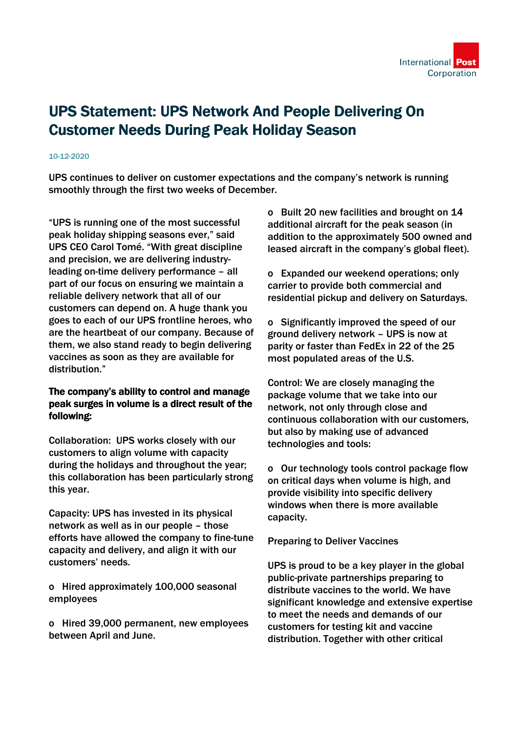# UPS Statement: UPS Network And People Delivering On Customer Needs During Peak Holiday Season

10-12-2020

UPS continues to deliver on customer expectations and the company's network is running smoothly through the first two weeks of December.

"UPS is running one of the most successful peak holiday shipping seasons ever," said UPS CEO Carol Tomé. "With great discipline and precision, we are delivering industry-leading on-time delivery performance – all part of our focus on ensuring we maintain a reliable delivery network that all of our customers can depend on. A huge thank you goes to each of our UPS frontline heroes, who are the heartbeat of our company. Because of them, we also stand ready to begin delivering vaccines as soon as they are available for distribution."

**The company's ability to control and manage peak surges in volume is a direct result of the following:**

Collaboration: UPS works closely with our customers to align volume with capacity during the holidays and throughout the year; this collaboration has been particularly strong this year.

Capacity: UPS has invested in its physical network as well as in our people – those efforts have allowed the company to fine-tune capacity and delivery, and align it with our customers' needs.

- Hired approximately 100,000 seasonal employees
- Hired 39,000 permanent, new employees between April and June.
- Built 20 new facilities and brought on 14 additional aircraft for the peak season (in addition to the approximately 500 owned and leased aircraft in the company's global fleet).
- Expanded our weekend operations; only carrier to provide both commercial and residential pickup and delivery on Saturdays.
- Significantly improved the speed of our ground delivery network – UPS is now at parity or faster than FedEx in 22 of the 25 most populated areas of the U.S.

Control: We are closely managing the package volume that we take into our network, not only through close and continuous collaboration with our customers, but also by making use of advanced technologies and tools:

- Our technology tools control package flow on critical days when volume is high, and provide visibility into specific delivery windows when there is more available capacity.

Preparing to Deliver Vaccines

UPS is proud to be a key player in the global public-private partnerships preparing to distribute vaccines to the world. We have significant knowledge and extensive expertise to meet the needs and demands of our customers for testing kit and vaccine distribution. Together with other critical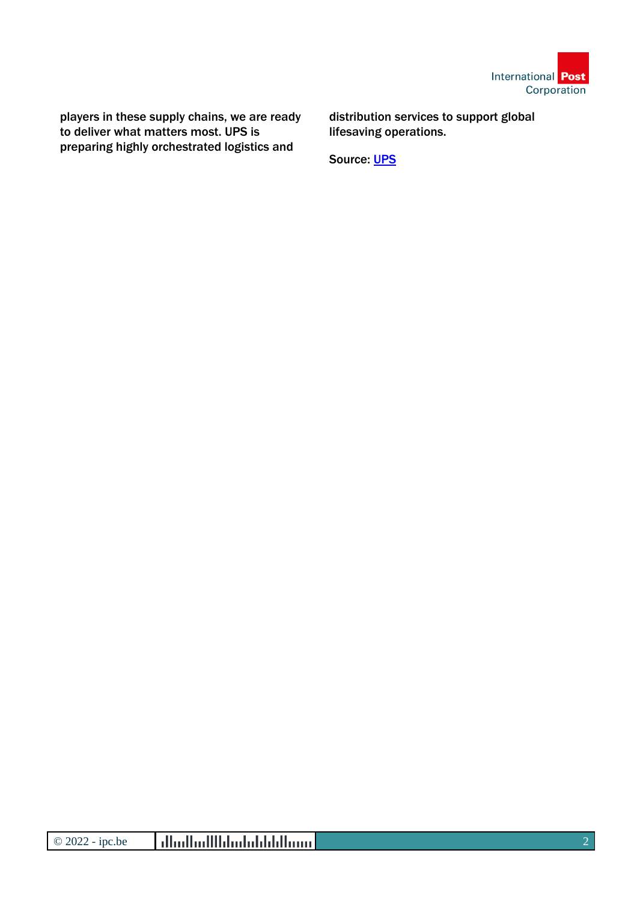players in these supply chains, we are ready to deliver what matters most. UPS is preparing highly orchestrated logistics and distribution services to support global lifesaving operations.

Source: [UPS]